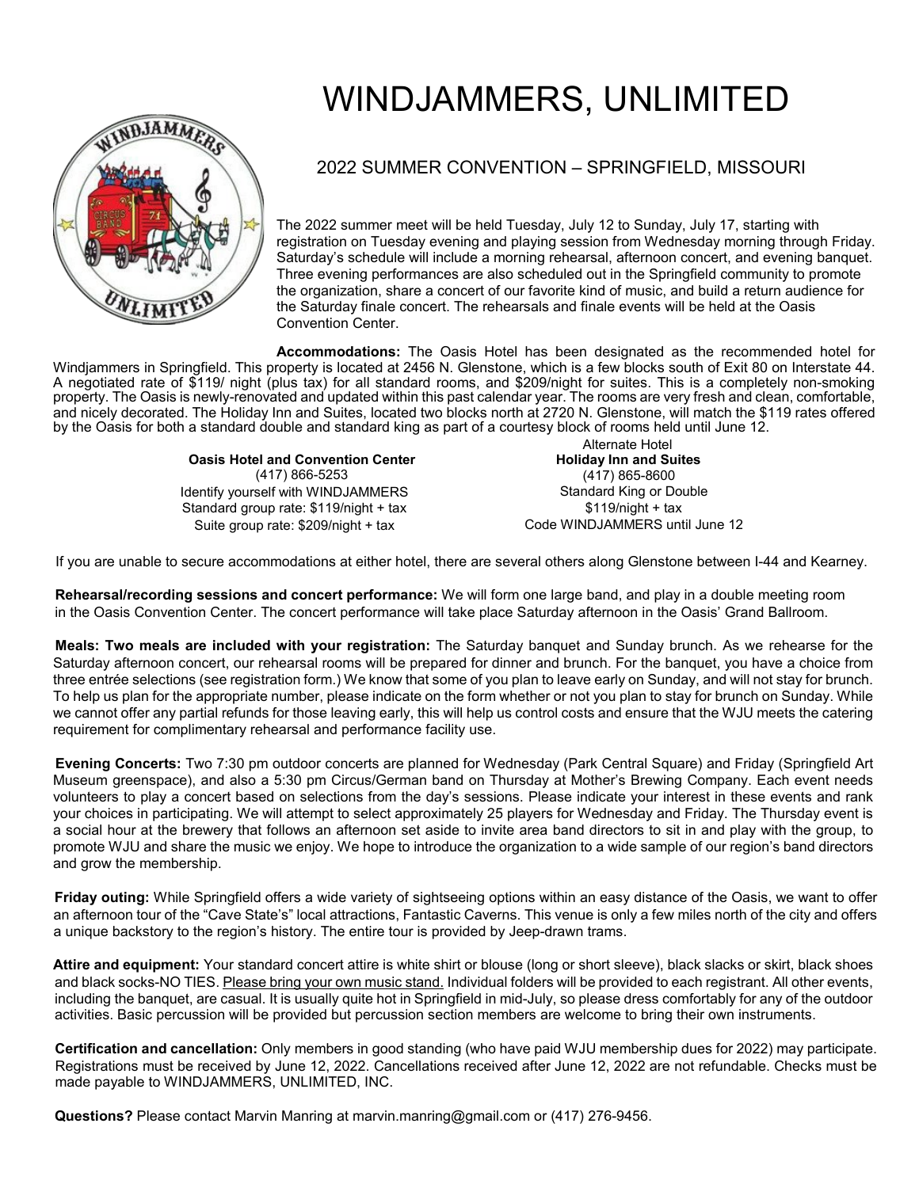# WINDJAMMERS, UNLIMITED

## 2022 SUMMER CONVENTION – SPRINGFIELD, MISSOURI

The 2022 summer meet will be held Tuesday, July 12 to Sunday, July 17, starting with registration on Tuesday evening and playing session from Wednesday morning through Friday. Saturday's schedule will include a morning rehearsal, afternoon concert, and evening banquet. Three evening performances are also scheduled out in the Springfield community to promote the organization, share a concert of our favorite kind of music, and build a return audience for the Saturday finale concert. The rehearsals and finale events will be held at the Oasis Convention Center.

**Accommodations:** The Oasis Hotel has been designated as the recommended hotel for Windjammers in Springfield. This property is located at 2456 N. Glenstone, which is a few blocks south of Exit 80 on Interstate 44. A negotiated rate of $119/ night (plus tax) for all standard rooms, and $209/night for suites. This is a completely non-smoking property. The Oasis is newly-renovated and updated within this past calendar year. The rooms are very fresh and clean, comfortable, and nicely decorated. The Holiday Inn and Suites, located two blocks north at 2720 N. Glenstone, will match the $119 rates offered by the Oasis for both a standard double and standard king as part of a courtesy block of rooms held until June 12.

**Oasis Hotel and Convention Center**
(417) 866-5253
Identify yourself with WINDJAMMERS
Standard group rate: $119/night + tax
Suite group rate: $209/night + tax

Alternate Hotel
**Holiday Inn and Suites**
(417) 865-8600
Standard King or Double
$119/night + tax
Code WINDJAMMERS until June 12

If you are unable to secure accommodations at either hotel, there are several others along Glenstone between I-44 and Kearney.

**Rehearsal/recording sessions and concert performance:** We will form one large band, and play in a double meeting room in the Oasis Convention Center. The concert performance will take place Saturday afternoon in the Oasis' Grand Ballroom.

**Meals: Two meals are included with your registration:** The Saturday banquet and Sunday brunch. As we rehearse for the Saturday afternoon concert, our rehearsal rooms will be prepared for dinner and brunch. For the banquet, you have a choice from three entrée selections (see registration form.) We know that some of you plan to leave early on Sunday, and will not stay for brunch. To help us plan for the appropriate number, please indicate on the form whether or not you plan to stay for brunch on Sunday. While we cannot offer any partial refunds for those leaving early, this will help us control costs and ensure that the WJU meets the catering requirement for complimentary rehearsal and performance facility use.

**Evening Concerts:** Two 7:30 pm outdoor concerts are planned for Wednesday (Park Central Square) and Friday (Springfield Art Museum greenspace), and also a 5:30 pm Circus/German band on Thursday at Mother's Brewing Company. Each event needs volunteers to play a concert based on selections from the day's sessions. Please indicate your interest in these events and rank your choices in participating. We will attempt to select approximately 25 players for Wednesday and Friday. The Thursday event is a social hour at the brewery that follows an afternoon set aside to invite area band directors to sit in and play with the group, to promote WJU and share the music we enjoy. We hope to introduce the organization to a wide sample of our region's band directors and grow the membership.

**Friday outing:** While Springfield offers a wide variety of sightseeing options within an easy distance of the Oasis, we want to offer an afternoon tour of the "Cave State's" local attractions, Fantastic Caverns. This venue is only a few miles north of the city and offers a unique backstory to the region's history. The entire tour is provided by Jeep-drawn trams.

**Attire and equipment:** Your standard concert attire is white shirt or blouse (long or short sleeve), black slacks or skirt, black shoes and black socks-NO TIES. <u>Please bring your own music stand.</u> Individual folders will be provided to each registrant. All other events, including the banquet, are casual. It is usually quite hot in Springfield in mid-July, so please dress comfortably for any of the outdoor activities. Basic percussion will be provided but percussion section members are welcome to bring their own instruments.

**Certification and cancellation:** Only members in good standing (who have paid WJU membership dues for 2022) may participate. Registrations must be received by June 12, 2022. Cancellations received after June 12, 2022 are not refundable. Checks must be made payable to WINDJAMMERS, UNLIMITED, INC.

**Questions?** Please contact Marvin Manring at marvin.manring@gmail.com or (417) 276-9456.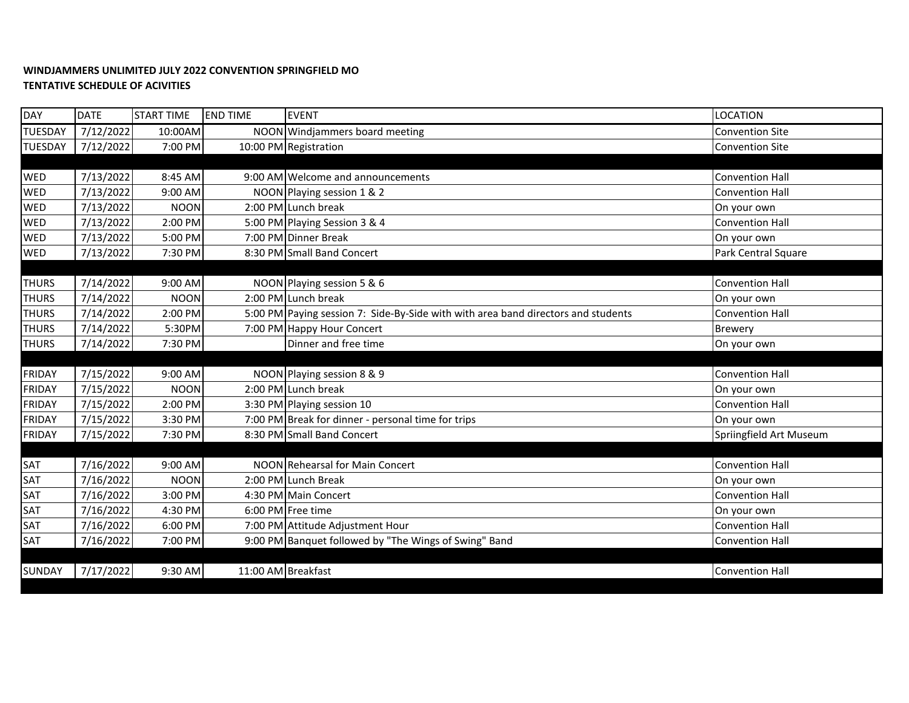**WINDJAMMERS UNLIMITED JULY 2022 CONVENTION SPRINGFIELD MO**

**TENTATIVE SCHEDULE OF ACIVITIES**

| DAY | DATE | START TIME | END TIME | EVENT | LOCATION |
|---|---|---|---|---|---|
| TUESDAY | 7/12/2022 | 10:00AM | NOON | Windjammers board meeting | Convention Site |
| TUESDAY | 7/12/2022 | 7:00 PM | 10:00 PM | Registration | Convention Site |
| | | | | | |
| WED | 7/13/2022 | 8:45 AM | 9:00 AM | Welcome and announcements | Convention Hall |
| WED | 7/13/2022 | 9:00 AM | NOON | Playing session 1 & 2 | Convention Hall |
| WED | 7/13/2022 | NOON | 2:00 PM | Lunch break | On your own |
| WED | 7/13/2022 | 2:00 PM | 5:00 PM | Playing Session 3 & 4 | Convention Hall |
| WED | 7/13/2022 | 5:00 PM | 7:00 PM | Dinner Break | On your own |
| WED | 7/13/2022 | 7:30 PM | 8:30 PM | Small Band Concert | Park Central Square |
| | | | | | |
| THURS | 7/14/2022 | 9:00 AM | NOON | Playing session 5 & 6 | Convention Hall |
| THURS | 7/14/2022 | NOON | 2:00 PM | Lunch break | On your own |
| THURS | 7/14/2022 | 2:00 PM | 5:00 PM | Paying session 7: Side-By-Side with with area band directors and students | Convention Hall |
| THURS | 7/14/2022 | 5:30PM | 7:00 PM | Happy Hour Concert | Brewery |
| THURS | 7/14/2022 | 7:30 PM | | Dinner and free time | On your own |
| | | | | | |
| FRIDAY | 7/15/2022 | 9:00 AM | NOON | Playing session 8 & 9 | Convention Hall |
| FRIDAY | 7/15/2022 | NOON | 2:00 PM | Lunch break | On your own |
| FRIDAY | 7/15/2022 | 2:00 PM | 3:30 PM | Playing session 10 | Convention Hall |
| FRIDAY | 7/15/2022 | 3:30 PM | 7:00 PM | Break for dinner - personal time for trips | On your own |
| FRIDAY | 7/15/2022 | 7:30 PM | 8:30 PM | Small Band Concert | Spriingfield Art Museum |
| | | | | | |
| SAT | 7/16/2022 | 9:00 AM | NOON | Rehearsal for Main Concert | Convention Hall |
| SAT | 7/16/2022 | NOON | 2:00 PM | Lunch Break | On your own |
| SAT | 7/16/2022 | 3:00 PM | 4:30 PM | Main Concert | Convention Hall |
| SAT | 7/16/2022 | 4:30 PM | 6:00 PM | Free time | On your own |
| SAT | 7/16/2022 | 6:00 PM | 7:00 PM | Attitude Adjustment Hour | Convention Hall |
| SAT | 7/16/2022 | 7:00 PM | 9:00 PM | Banquet followed by "The Wings of Swing" Band | Convention Hall |
| | | | | | |
| SUNDAY | 7/17/2022 | 9:30 AM | 11:00 AM | Breakfast | Convention Hall |